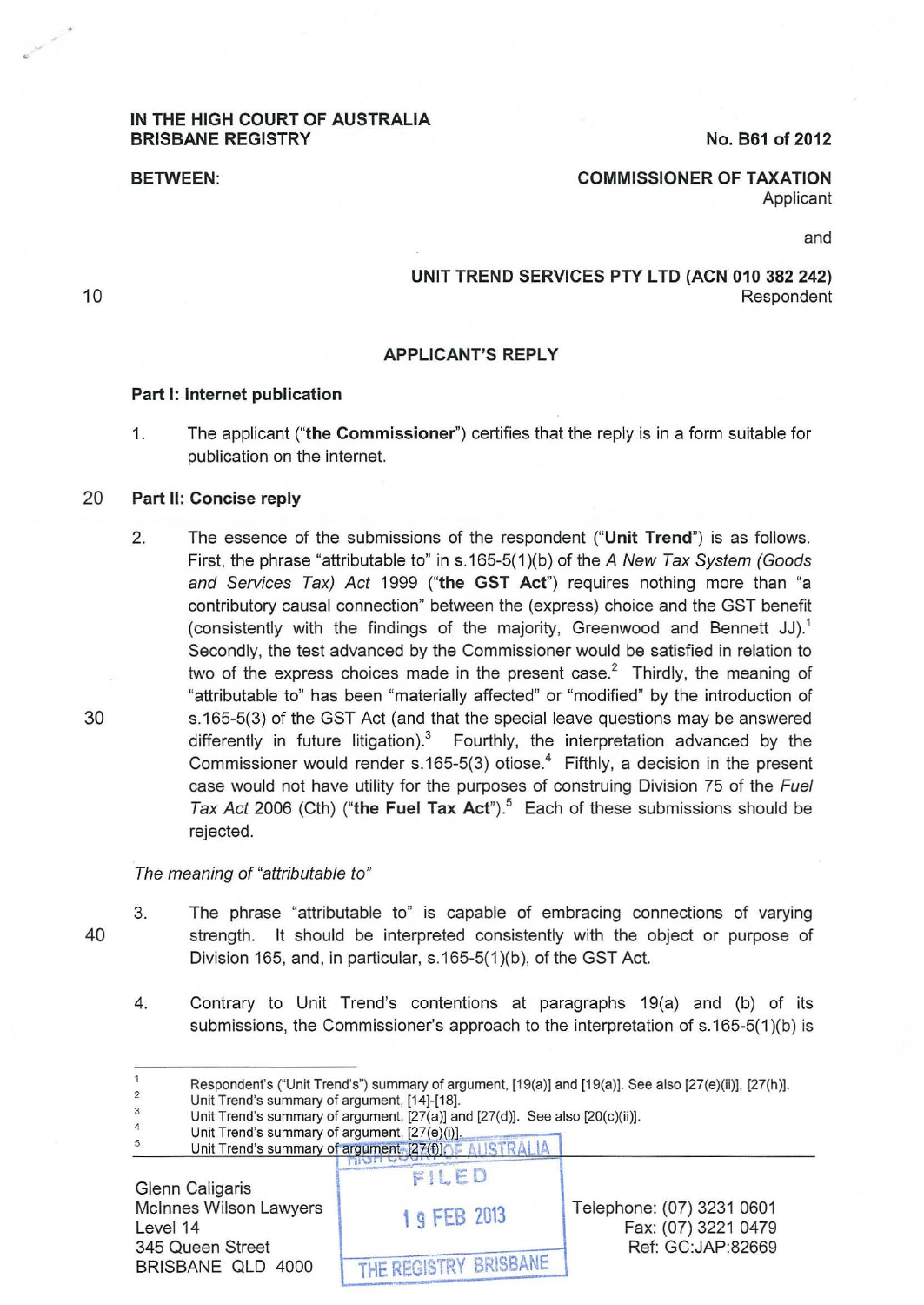**IN THE HIGH COURT OF AUSTRALIA**
**BRISBANE REGISTRY**

**No. B61 of 2012**

**BETWEEN:**

**COMMISSIONER OF TAXATION**
Applicant

and

**UNIT TREND SERVICES PTY LTD (ACN 010 382 242)**
Respondent

## APPLICANT'S REPLY

### Part I: Internet publication

1. The applicant ("**the Commissioner**") certifies that the reply is in a form suitable for publication on the internet.

### Part II: Concise reply

2. The essence of the submissions of the respondent ("**Unit Trend**") is as follows. First, the phrase "attributable to" in s.165-5(1)(b) of the *A New Tax System (Goods and Services Tax) Act* 1999 ("**the GST Act**") requires nothing more than "a contributory causal connection" between the (express) choice and the GST benefit (consistently with the findings of the majority, Greenwood and Bennett JJ).[1] Secondly, the test advanced by the Commissioner would be satisfied in relation to two of the express choices made in the present case.[2] Thirdly, the meaning of "attributable to" has been "materially affected" or "modified" by the introduction of s.165-5(3) of the GST Act (and that the special leave questions may be answered differently in future litigation).[3] Fourthly, the interpretation advanced by the Commissioner would render s.165-5(3) otiose.[4] Fifthly, a decision in the present case would not have utility for the purposes of construing Division 75 of the *Fuel Tax Act* 2006 (Cth) ("**the Fuel Tax Act**").[5] Each of these submissions should be rejected.

*The meaning of "attributable to"*

3. The phrase "attributable to" is capable of embracing connections of varying strength. It should be interpreted consistently with the object or purpose of Division 165, and, in particular, s.165-5(1)(b), of the GST Act.

4. Contrary to Unit Trend's contentions at paragraphs 19(a) and (b) of its submissions, the Commissioner's approach to the interpretation of s.165-5(1)(b) is

---

[1] Respondent's ("Unit Trend's") summary of argument, [19(a)] and [19(a)]. See also [27(e)(ii)], [27(h)].
[2] Unit Trend's summary of argument, [14]-[18].
[3] Unit Trend's summary of argument, [27(a)] and [27(d)]. See also [20(c)(ii)].
[4] Unit Trend's summary of argument, [27(e)(i)].
[5] Unit Trend's summary of argument, [27(f)].

Glenn Caligaris
McInnes Wilson Lawyers
Level 14
345 Queen Street
BRISBANE QLD 4000

Telephone: (07) 3231 0601
Fax: (07) 3221 0479
Ref: GC:JAP:82669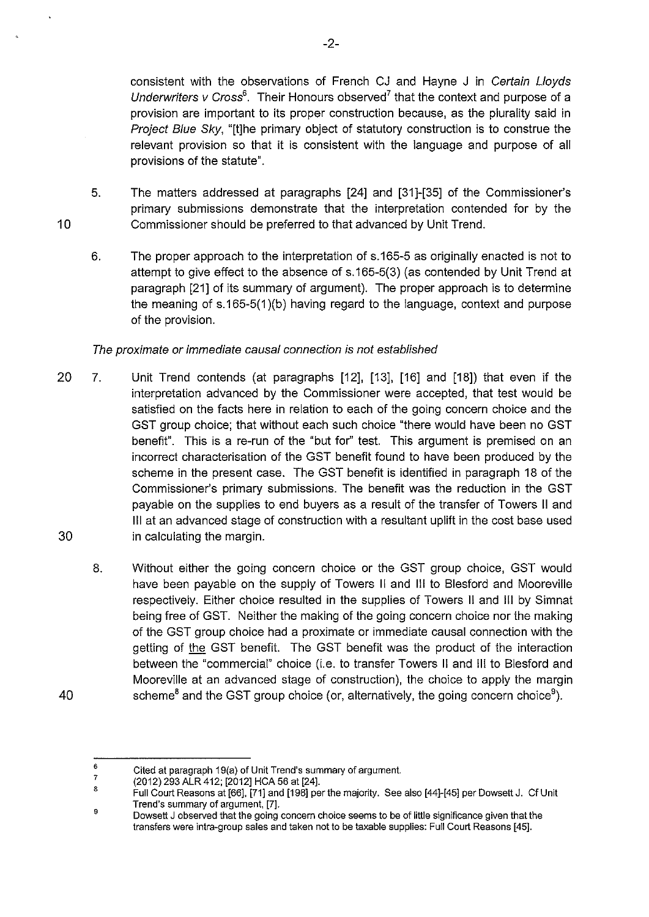consistent with the observations of French CJ and Hayne J in *Certain Lloyds Underwriters v Cross*[6]. Their Honours observed[7] that the context and purpose of a provision are important to its proper construction because, as the plurality said in *Project Blue Sky*, "[t]he primary object of statutory construction is to construe the relevant provision so that it is consistent with the language and purpose of all provisions of the statute".

5. The matters addressed at paragraphs [24] and [31]-[35] of the Commissioner's primary submissions demonstrate that the interpretation contended for by the Commissioner should be preferred to that advanced by Unit Trend.

6. The proper approach to the interpretation of s.165-5 as originally enacted is not to attempt to give effect to the absence of s.165-5(3) (as contended by Unit Trend at paragraph [21] of its summary of argument). The proper approach is to determine the meaning of s.165-5(1)(b) having regard to the language, context and purpose of the provision.

*The proximate or immediate causal connection is not established*

7. Unit Trend contends (at paragraphs [12], [13], [16] and [18]) that even if the interpretation advanced by the Commissioner were accepted, that test would be satisfied on the facts here in relation to each of the going concern choice and the GST group choice; that without each such choice "there would have been no GST benefit". This is a re-run of the "but for" test. This argument is premised on an incorrect characterisation of the GST benefit found to have been produced by the scheme in the present case. The GST benefit is identified in paragraph 18 of the Commissioner's primary submissions. The benefit was the reduction in the GST payable on the supplies to end buyers as a result of the transfer of Towers II and III at an advanced stage of construction with a resultant uplift in the cost base used in calculating the margin.

8. Without either the going concern choice or the GST group choice, GST would have been payable on the supply of Towers II and III to Blesford and Mooreville respectively. Either choice resulted in the supplies of Towers II and III by Simnat being free of GST. Neither the making of the going concern choice nor the making of the GST group choice had a proximate or immediate causal connection with the getting of <u>the</u> GST benefit. The GST benefit was the product of the interaction between the "commercial" choice (i.e. to transfer Towers II and III to Blesford and Mooreville at an advanced stage of construction), the choice to apply the margin scheme[8] and the GST group choice (or, alternatively, the going concern choice[9]).

---

[6] Cited at paragraph 19(a) of Unit Trend's summary of argument.

[7] (2012) 293 ALR 412; [2012] HCA 56 at [24].

[8] Full Court Reasons at [66], [71] and [198] per the majority. See also [44]-[45] per Dowsett J. Cf Unit Trend's summary of argument, [7].

[9] Dowsett J observed that the going concern choice seems to be of little significance given that the transfers were intra-group sales and taken not to be taxable supplies: Full Court Reasons [45].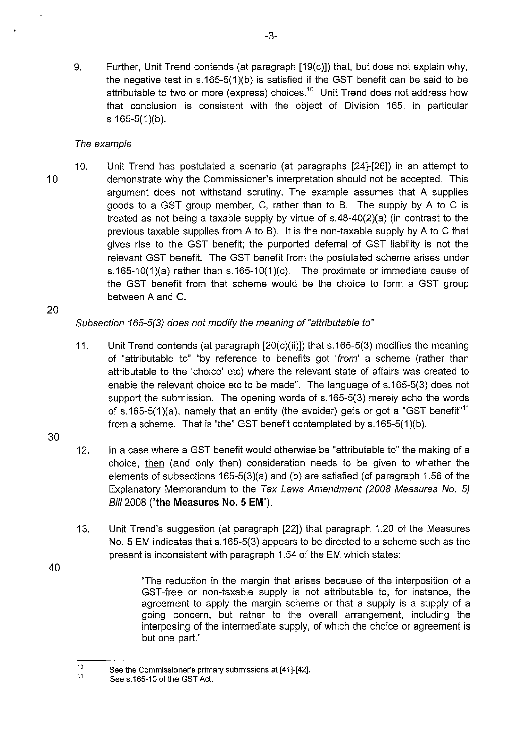9. Further, Unit Trend contends (at paragraph [19(c)]) that, but does not explain why, the negative test in s.165-5(1)(b) is satisfied if the GST benefit can be said to be attributable to two or more (express) choices.[10] Unit Trend does not address how that conclusion is consistent with the object of Division 165, in particular s 165-5(1)(b).

*The example*

10. Unit Trend has postulated a scenario (at paragraphs [24]-[26]) in an attempt to demonstrate why the Commissioner's interpretation should not be accepted. This argument does not withstand scrutiny. The example assumes that A supplies goods to a GST group member, C, rather than to B. The supply by A to C is treated as not being a taxable supply by virtue of s.48-40(2)(a) (in contrast to the previous taxable supplies from A to B). It is the non-taxable supply by A to C that gives rise to the GST benefit; the purported deferral of GST liability is not the relevant GST benefit. The GST benefit from the postulated scheme arises under s.165-10(1)(a) rather than s.165-10(1)(c). The proximate or immediate cause of the GST benefit from that scheme would be the choice to form a GST group between A and C.

*Subsection 165-5(3) does not modify the meaning of "attributable to"*

11. Unit Trend contends (at paragraph [20(c)(ii)]) that s.165-5(3) modifies the meaning of "attributable to" "by reference to benefits got '*from*' a scheme (rather than attributable to the 'choice' etc) where the relevant state of affairs was created to enable the relevant choice etc to be made". The language of s.165-5(3) does not support the submission. The opening words of s.165-5(3) merely echo the words of s.165-5(1)(a), namely that an entity (the avoider) gets or got a "GST benefit"[11] from a scheme. That is "the" GST benefit contemplated by s.165-5(1)(b).

12. In a case where a GST benefit would otherwise be "attributable to" the making of a choice, <u>then</u> (and only then) consideration needs to be given to whether the elements of subsections 165-5(3)(a) and (b) are satisfied (cf paragraph 1.56 of the Explanatory Memorandum to the *Tax Laws Amendment (2008 Measures No. 5) Bill* 2008 (**"the Measures No. 5 EM"**).

13. Unit Trend's suggestion (at paragraph [22]) that paragraph 1.20 of the Measures No. 5 EM indicates that s.165-5(3) appears to be directed to a scheme such as the present is inconsistent with paragraph 1.54 of the EM which states:

> "The reduction in the margin that arises because of the interposition of a GST-free or non-taxable supply is not attributable to, for instance, the agreement to apply the margin scheme or that a supply is a supply of a going concern, but rather to the overall arrangement, including the interposing of the intermediate supply, of which the choice or agreement is but one part."

---

[10] See the Commissioner's primary submissions at [41]-[42].

[11] See s.165-10 of the GST Act.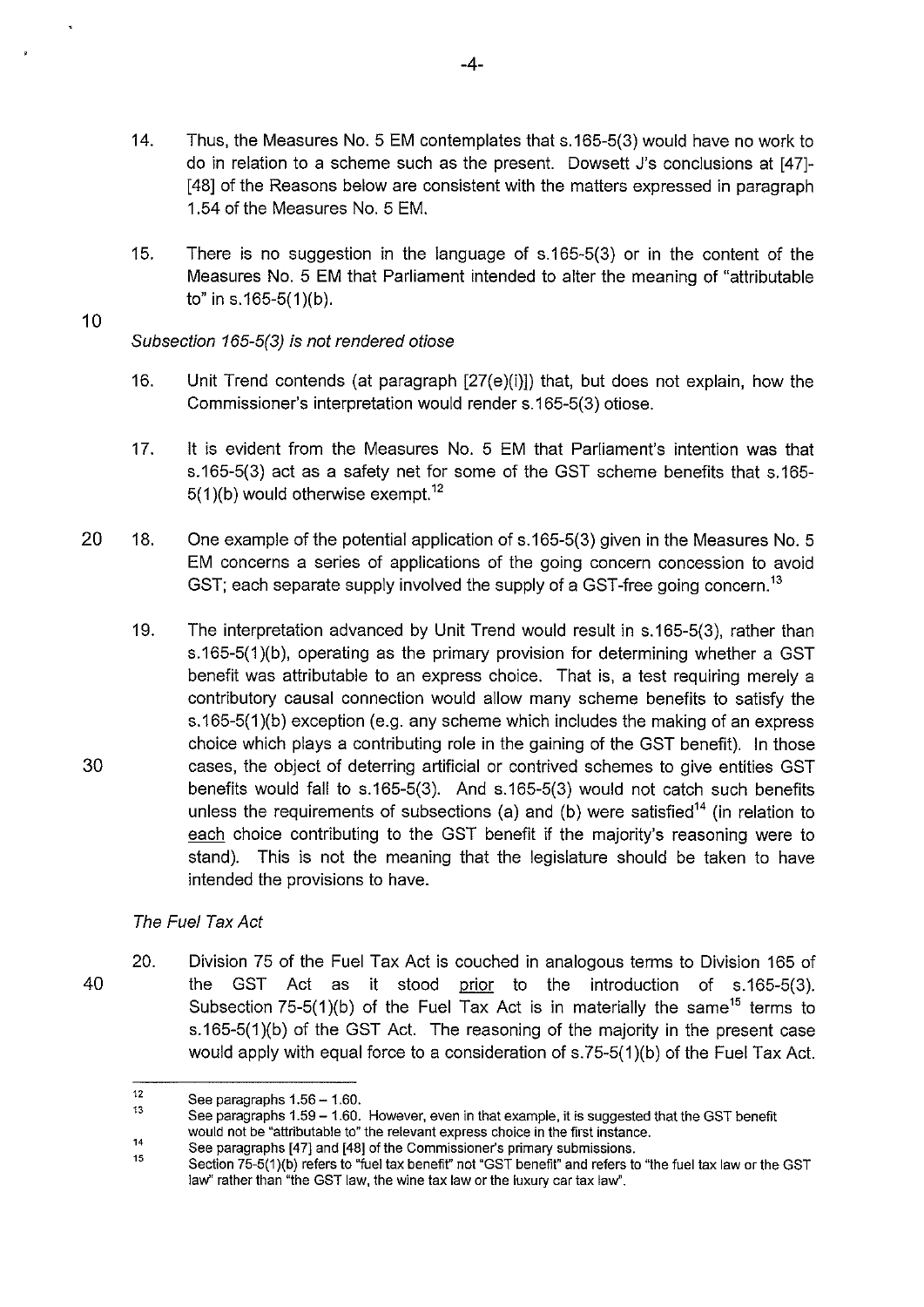14. Thus, the Measures No. 5 EM contemplates that s.165-5(3) would have no work to do in relation to a scheme such as the present. Dowsett J's conclusions at [47]-[48] of the Reasons below are consistent with the matters expressed in paragraph 1.54 of the Measures No. 5 EM.

15. There is no suggestion in the language of s.165-5(3) or in the content of the Measures No. 5 EM that Parliament intended to alter the meaning of "attributable to" in s.165-5(1)(b).

*Subsection 165-5(3) is not rendered otiose*

16. Unit Trend contends (at paragraph [27(e)(i)]) that, but does not explain, how the Commissioner's interpretation would render s.165-5(3) otiose.

17. It is evident from the Measures No. 5 EM that Parliament's intention was that s.165-5(3) act as a safety net for some of the GST scheme benefits that s.165-5(1)(b) would otherwise exempt.[12]

18. One example of the potential application of s.165-5(3) given in the Measures No. 5 EM concerns a series of applications of the going concern concession to avoid GST; each separate supply involved the supply of a GST-free going concern.[13]

19. The interpretation advanced by Unit Trend would result in s.165-5(3), rather than s.165-5(1)(b), operating as the primary provision for determining whether a GST benefit was attributable to an express choice. That is, a test requiring merely a contributory causal connection would allow many scheme benefits to satisfy the s.165-5(1)(b) exception (e.g. any scheme which includes the making of an express choice which plays a contributing role in the gaining of the GST benefit). In those cases, the object of deterring artificial or contrived schemes to give entities GST benefits would fall to s.165-5(3). And s.165-5(3) would not catch such benefits unless the requirements of subsections (a) and (b) were satisfied[14] (in relation to each choice contributing to the GST benefit if the majority's reasoning were to stand). This is not the meaning that the legislature should be taken to have intended the provisions to have.

*The Fuel Tax Act*

20. Division 75 of the Fuel Tax Act is couched in analogous terms to Division 165 of the GST Act as it stood prior to the introduction of s.165-5(3). Subsection 75-5(1)(b) of the Fuel Tax Act is in materially the same[15] terms to s.165-5(1)(b) of the GST Act. The reasoning of the majority in the present case would apply with equal force to a consideration of s.75-5(1)(b) of the Fuel Tax Act.

---

[12] See paragraphs 1.56 – 1.60.

[13] See paragraphs 1.59 – 1.60. However, even in that example, it is suggested that the GST benefit would not be "attributable to" the relevant express choice in the first instance.

[14] See paragraphs [47] and [48] of the Commissioner's primary submissions.

[15] Section 75-5(1)(b) refers to "fuel tax benefit" not "GST benefit" and refers to "the fuel tax law or the GST law" rather than "the GST law, the wine tax law or the luxury car tax law".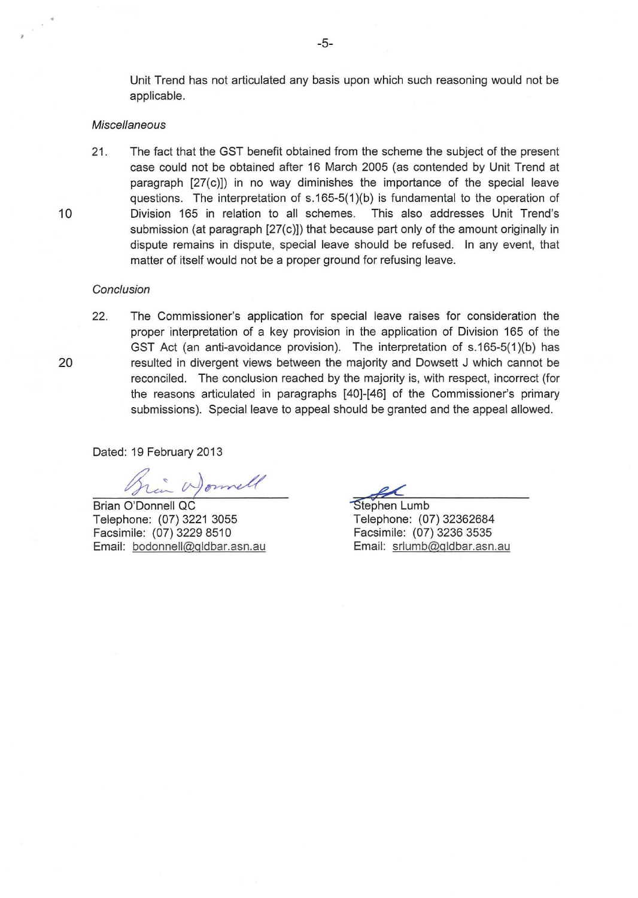Unit Trend has not articulated any basis upon which such reasoning would not be applicable.

*Miscellaneous*

21. The fact that the GST benefit obtained from the scheme the subject of the present case could not be obtained after 16 March 2005 (as contended by Unit Trend at paragraph [27(c)]) in no way diminishes the importance of the special leave questions. The interpretation of s.165-5(1)(b) is fundamental to the operation of Division 165 in relation to all schemes. This also addresses Unit Trend's submission (at paragraph [27(c)]) that because part only of the amount originally in dispute remains in dispute, special leave should be refused. In any event, that matter of itself would not be a proper ground for refusing leave.

*Conclusion*

22. The Commissioner's application for special leave raises for consideration the proper interpretation of a key provision in the application of Division 165 of the GST Act (an anti-avoidance provision). The interpretation of s.165-5(1)(b) has resulted in divergent views between the majority and Dowsett J which cannot be reconciled. The conclusion reached by the majority is, with respect, incorrect (for the reasons articulated in paragraphs [40]-[46] of the Commissioner's primary submissions). Special leave to appeal should be granted and the appeal allowed.

Dated: 19 February 2013

Brian O'Donnell QC
Telephone: (07) 3221 3055
Facsimile: (07) 3229 8510
Email: bodonnell@qldbar.asn.au

Stephen Lumb
Telephone: (07) 32362684
Facsimile: (07) 3236 3535
Email: srlumb@qldbar.asn.au